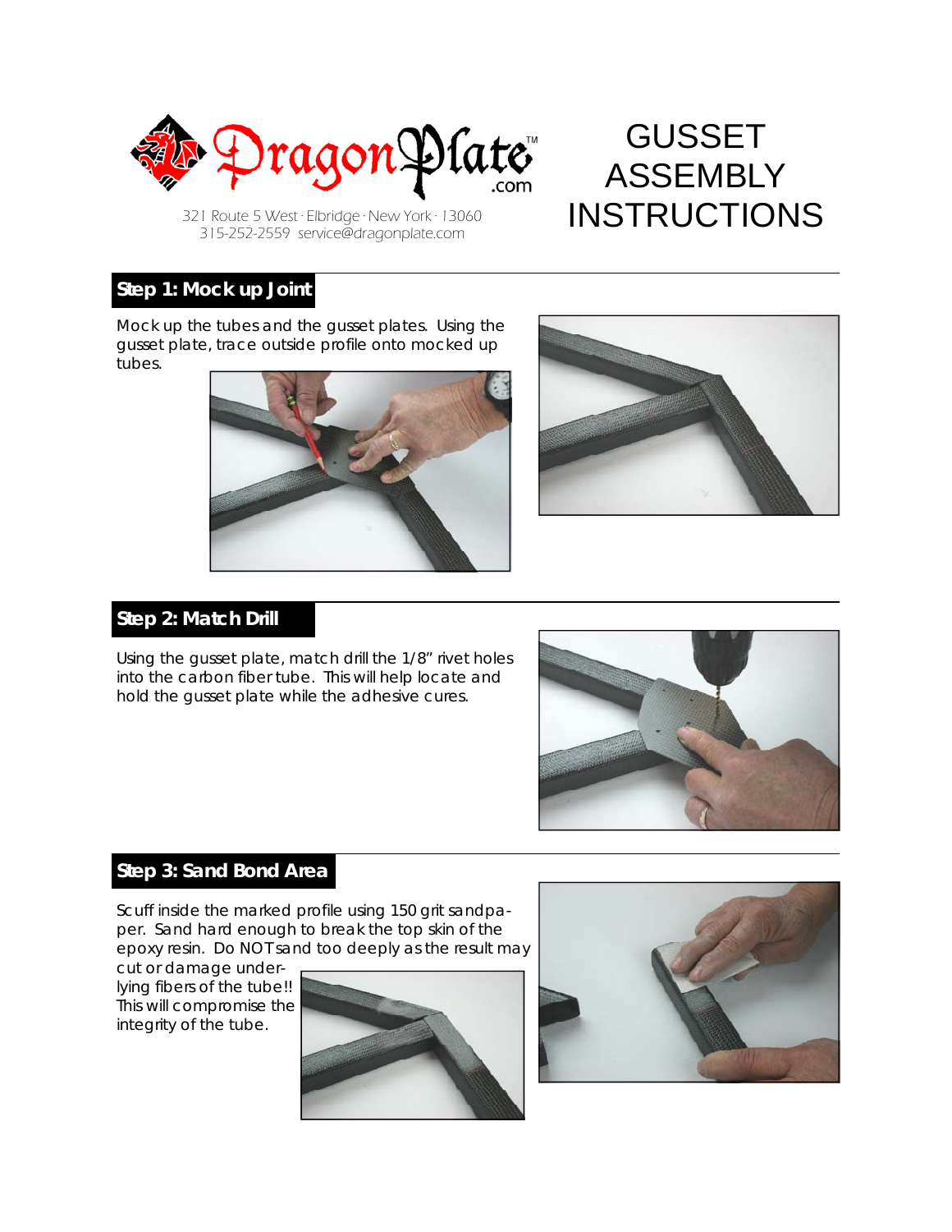DragonPlate™ .com

321 Route 5 West · Elbridge · New York · 13060
315-252-2559 service@dragonplate.com

# GUSSET ASSEMBLY INSTRUCTIONS

## Step 1: Mock up Joint

Mock up the tubes and the gusset plates. Using the gusset plate, trace outside profile onto mocked up tubes.

## Step 2: Match Drill

Using the gusset plate, match drill the 1/8" rivet holes into the carbon fiber tube. This will help locate and hold the gusset plate while the adhesive cures.

## Step 3: Sand Bond Area

Scuff inside the marked profile using 150 grit sandpaper. Sand hard enough to break the top skin of the epoxy resin. Do NOT sand too deeply as the result may cut or damage underlying fibers of the tube!! This will compromise the integrity of the tube.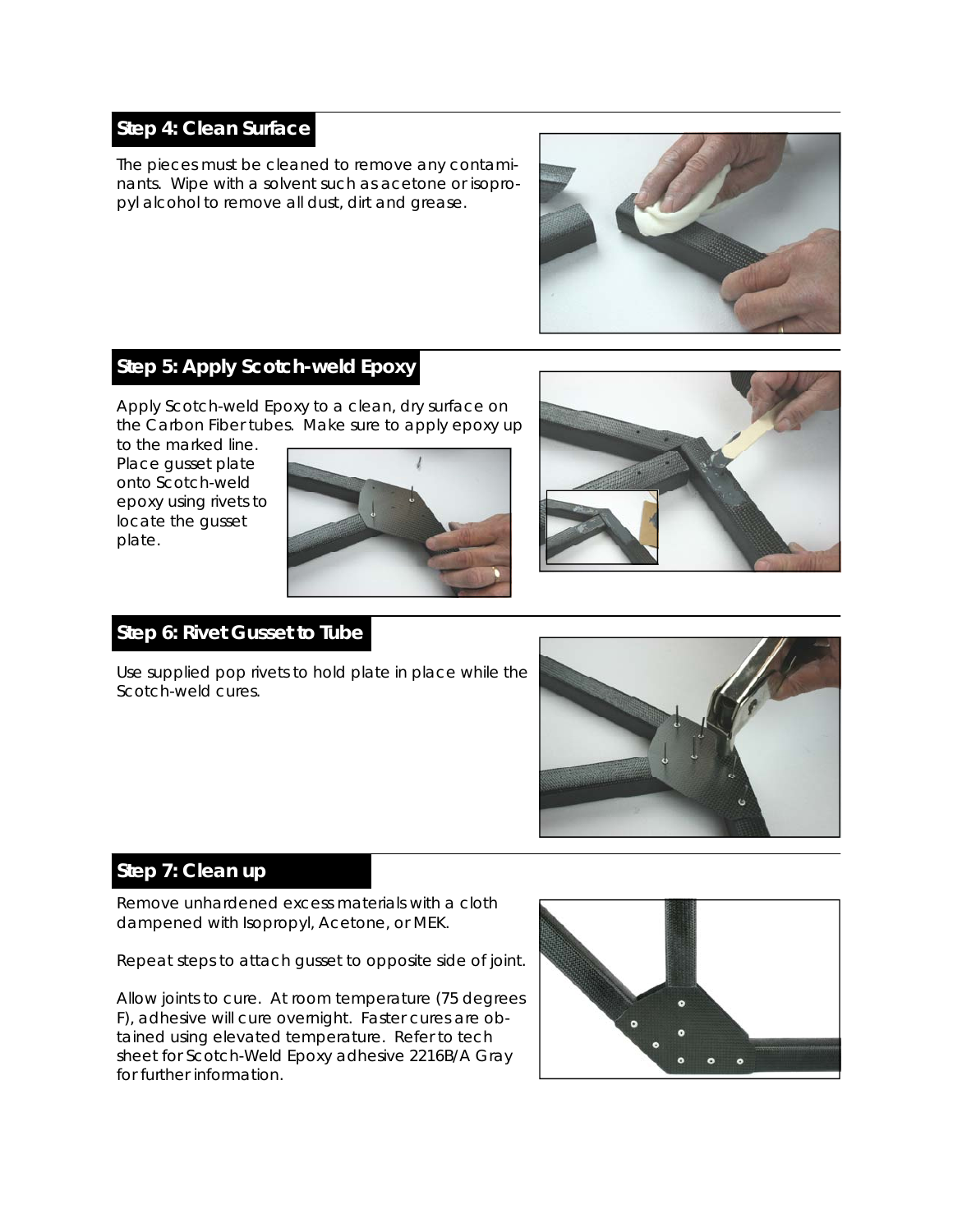## Step 4: Clean Surface

The pieces must be cleaned to remove any contaminants. Wipe with a solvent such as acetone or isopropyl alcohol to remove all dust, dirt and grease.

## Step 5: Apply Scotch-weld Epoxy

Apply Scotch-weld Epoxy to a clean, dry surface on the Carbon Fiber tubes. Make sure to apply epoxy up to the marked line. Place gusset plate onto Scotch-weld epoxy using rivets to locate the gusset plate.

## Step 6: Rivet Gusset to Tube

Use supplied pop rivets to hold plate in place while the Scotch-weld cures.

## Step 7: Clean up

Remove unhardened excess materials with a cloth dampened with Isopropyl, Acetone, or MEK.

Repeat steps to attach gusset to opposite side of joint.

Allow joints to cure. At room temperature (75 degrees F), adhesive will cure overnight. Faster cures are obtained using elevated temperature. Refer to tech sheet for Scotch-Weld Epoxy adhesive 2216B/A Gray for further information.